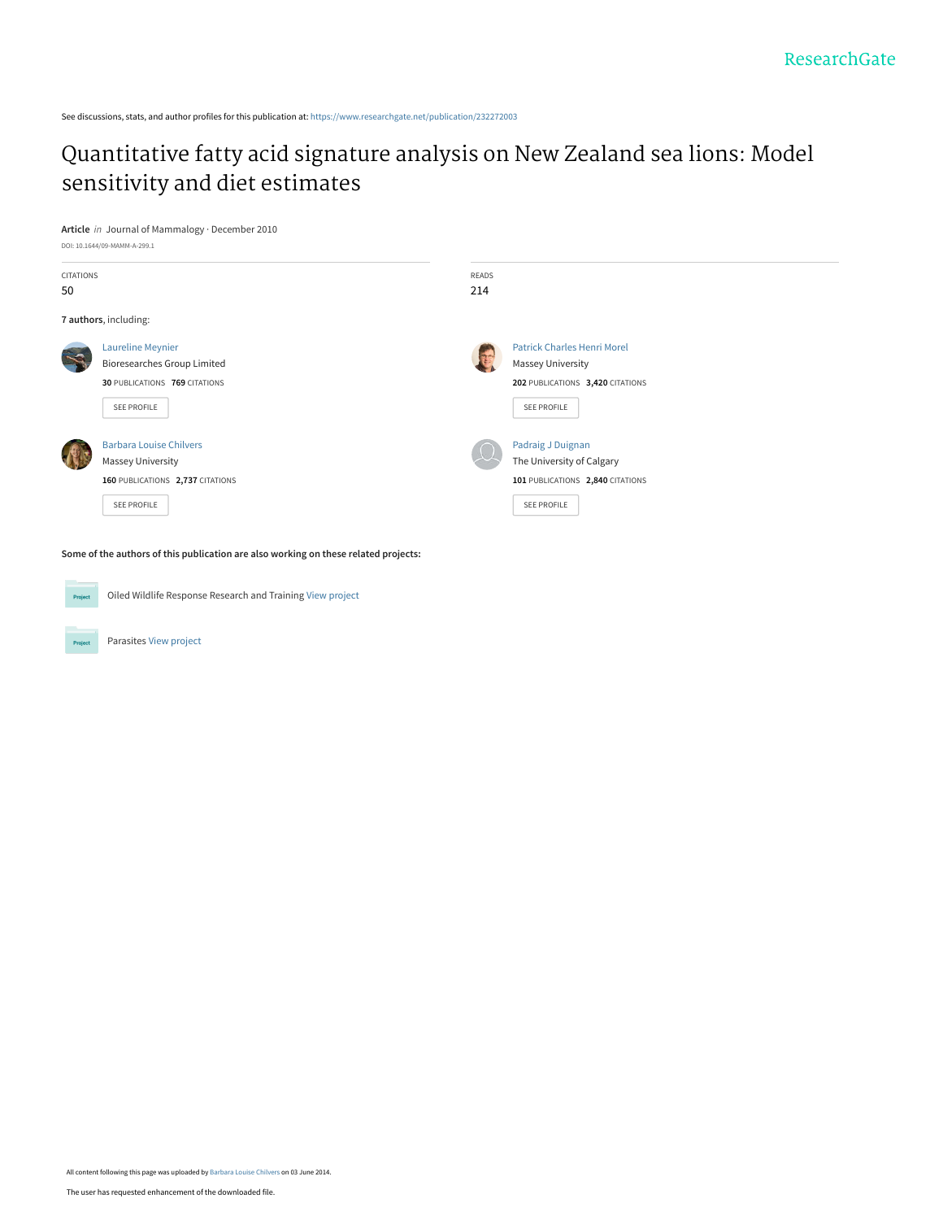See discussions, stats, and author profiles for this publication at: https://www.researchgate.net/publication/232272003

# Quantitative fatty acid signature analysis on New Zealand sea lions: Model sensitivity and diet estimates

**Article** *in* Journal of Mammalogy · December 2010

DOI: 10.1644/09-MAMM-A-299.1

CITATIONS
50

READS
214

**7 authors**, including:

Laureline Meynier
Bioresearches Group Limited
**30** PUBLICATIONS **769** CITATIONS

SEE PROFILE

Patrick Charles Henri Morel
Massey University
**202** PUBLICATIONS **3,420** CITATIONS

SEE PROFILE

Barbara Louise Chilvers
Massey University
**160** PUBLICATIONS **2,737** CITATIONS

SEE PROFILE

Padraig J Duignan
The University of Calgary
**101** PUBLICATIONS **2,840** CITATIONS

SEE PROFILE

**Some of the authors of this publication are also working on these related projects:**

Oiled Wildlife Response Research and Training View project

Parasites View project

All content following this page was uploaded by Barbara Louise Chilvers on 03 June 2014.

The user has requested enhancement of the downloaded file.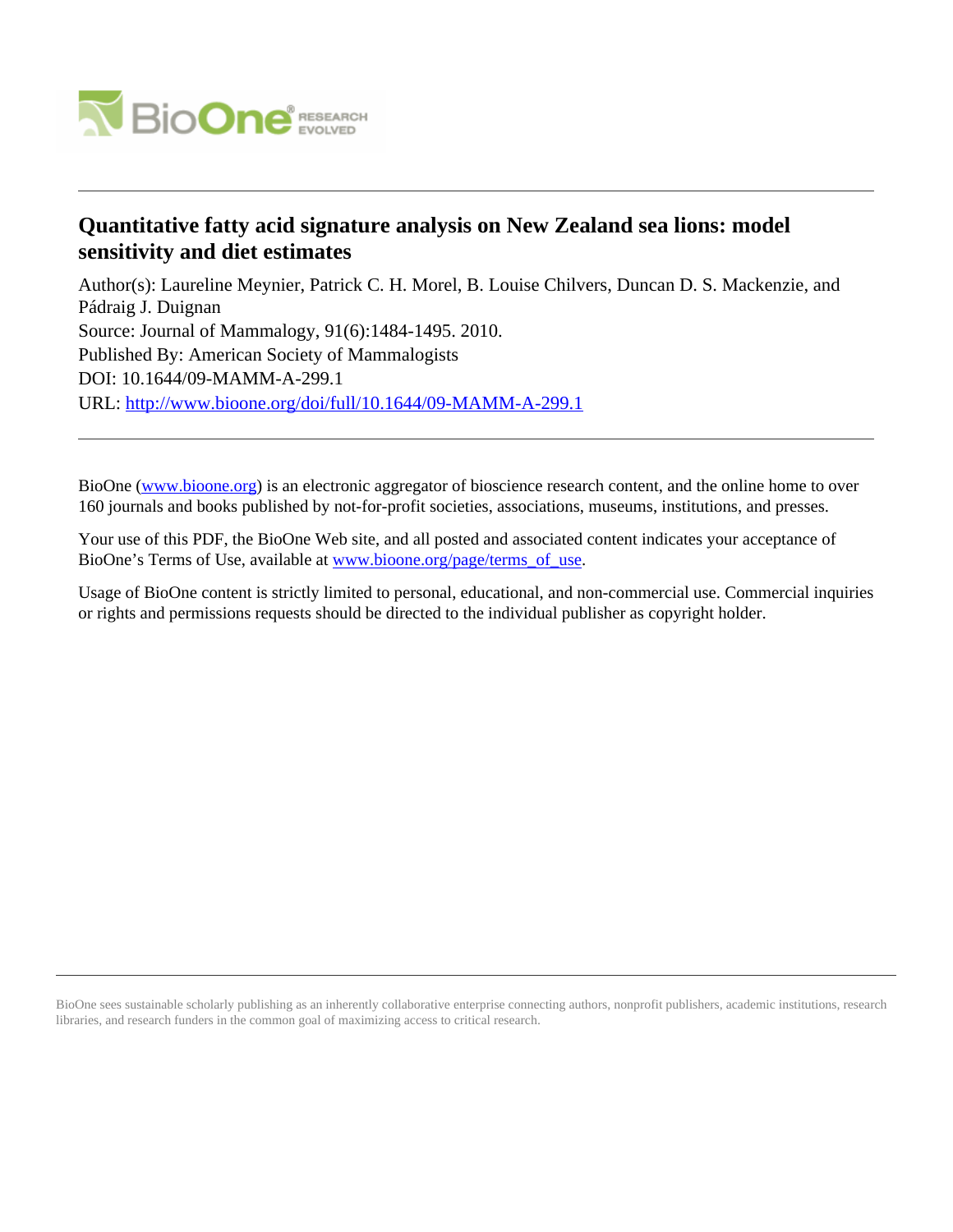# Quantitative fatty acid signature analysis on New Zealand sea lions: model sensitivity and diet estimates

Author(s): Laureline Meynier, Patrick C. H. Morel, B. Louise Chilvers, Duncan D. S. Mackenzie, and Pádraig J. Duignan

Source: Journal of Mammalogy, 91(6):1484-1495. 2010.

Published By: American Society of Mammalogists

DOI: 10.1644/09-MAMM-A-299.1

URL: http://www.bioone.org/doi/full/10.1644/09-MAMM-A-299.1

---

BioOne (www.bioone.org) is an electronic aggregator of bioscience research content, and the online home to over 160 journals and books published by not-for-profit societies, associations, museums, institutions, and presses.

Your use of this PDF, the BioOne Web site, and all posted and associated content indicates your acceptance of BioOne's Terms of Use, available at www.bioone.org/page/terms_of_use.

Usage of BioOne content is strictly limited to personal, educational, and non-commercial use. Commercial inquiries or rights and permissions requests should be directed to the individual publisher as copyright holder.

---

BioOne sees sustainable scholarly publishing as an inherently collaborative enterprise connecting authors, nonprofit publishers, academic institutions, research libraries, and research funders in the common goal of maximizing access to critical research.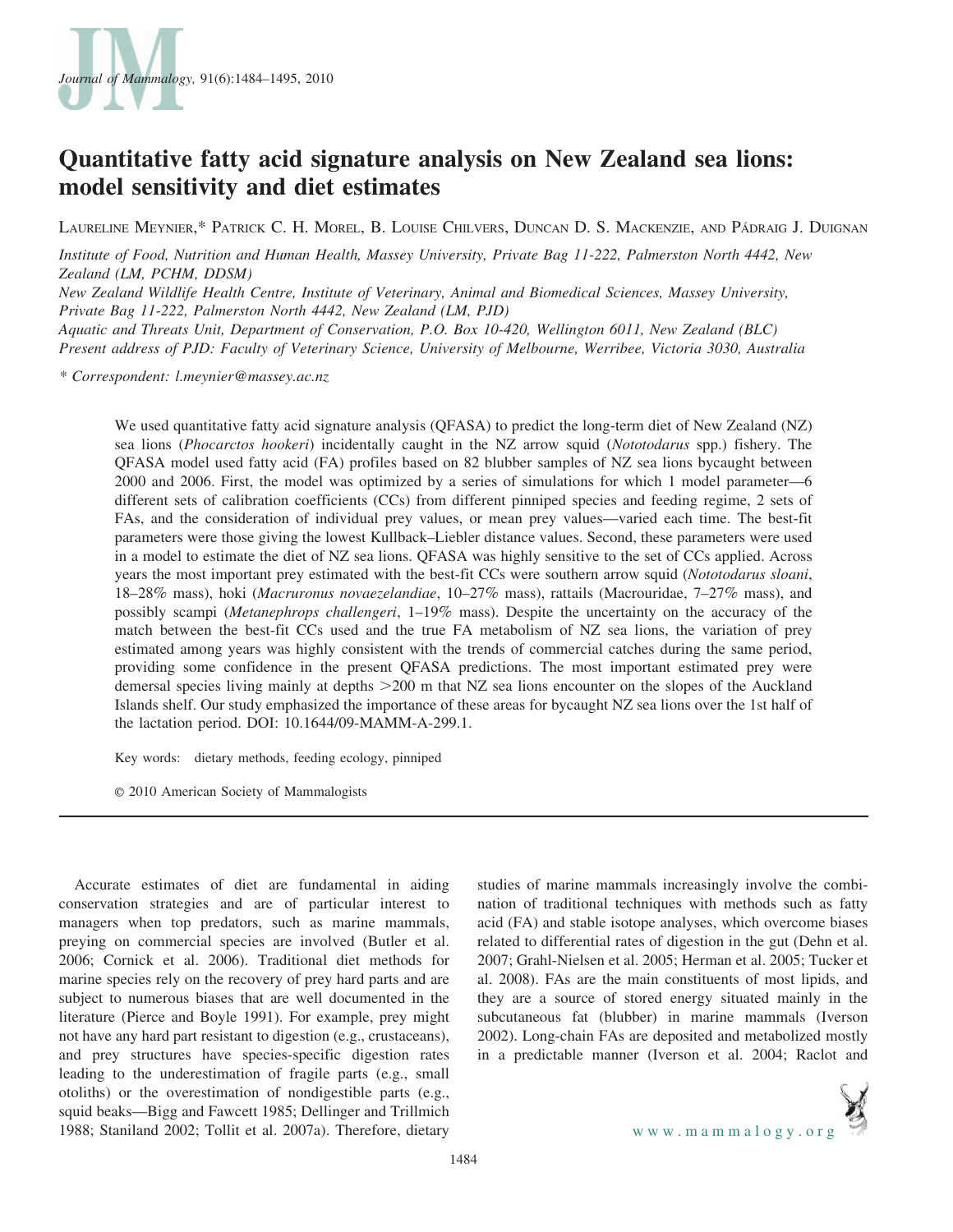# Quantitative fatty acid signature analysis on New Zealand sea lions: model sensitivity and diet estimates

Laureline Meynier,* Patrick C. H. Morel, B. Louise Chilvers, Duncan D. S. Mackenzie, and Pádraig J. Duignan

*Institute of Food, Nutrition and Human Health, Massey University, Private Bag 11-222, Palmerston North 4442, New Zealand (LM, PCHM, DDSM)*

*New Zealand Wildlife Health Centre, Institute of Veterinary, Animal and Biomedical Sciences, Massey University, Private Bag 11-222, Palmerston North 4442, New Zealand (LM, PJD)*

*Aquatic and Threats Unit, Department of Conservation, P.O. Box 10-420, Wellington 6011, New Zealand (BLC)*

*Present address of PJD: Faculty of Veterinary Science, University of Melbourne, Werribee, Victoria 3030, Australia*

*\* Correspondent: l.meynier@massey.ac.nz*

We used quantitative fatty acid signature analysis (QFASA) to predict the long-term diet of New Zealand (NZ) sea lions (*Phocarctos hookeri*) incidentally caught in the NZ arrow squid (*Nototodarus* spp.) fishery. The QFASA model used fatty acid (FA) profiles based on 82 blubber samples of NZ sea lions bycaught between 2000 and 2006. First, the model was optimized by a series of simulations for which 1 model parameter—6 different sets of calibration coefficients (CCs) from different pinniped species and feeding regime, 2 sets of FAs, and the consideration of individual prey values, or mean prey values—varied each time. The best-fit parameters were those giving the lowest Kullback–Liebler distance values. Second, these parameters were used in a model to estimate the diet of NZ sea lions. QFASA was highly sensitive to the set of CCs applied. Across years the most important prey estimated with the best-fit CCs were southern arrow squid (*Nototodarus sloani*, 18–28% mass), hoki (*Macruronus novaezelandiae*, 10–27% mass), rattails (Macrouridae, 7–27% mass), and possibly scampi (*Metanephrops challengeri*, 1–19% mass). Despite the uncertainty on the accuracy of the match between the best-fit CCs used and the true FA metabolism of NZ sea lions, the variation of prey estimated among years was highly consistent with the trends of commercial catches during the same period, providing some confidence in the present QFASA predictions. The most important estimated prey were demersal species living mainly at depths >200 m that NZ sea lions encounter on the slopes of the Auckland Islands shelf. Our study emphasized the importance of these areas for bycaught NZ sea lions over the 1st half of the lactation period. DOI: 10.1644/09-MAMM-A-299.1.

Key words: dietary methods, feeding ecology, pinniped

© 2010 American Society of Mammalogists

---

Accurate estimates of diet are fundamental in aiding conservation strategies and are of particular interest to managers when top predators, such as marine mammals, preying on commercial species are involved (Butler et al. 2006; Cornick et al. 2006). Traditional diet methods for marine species rely on the recovery of prey hard parts and are subject to numerous biases that are well documented in the literature (Pierce and Boyle 1991). For example, prey might not have any hard part resistant to digestion (e.g., crustaceans), and prey structures have species-specific digestion rates leading to the underestimation of fragile parts (e.g., small otoliths) or the overestimation of nondigestible parts (e.g., squid beaks—Bigg and Fawcett 1985; Dellinger and Trillmich 1988; Staniland 2002; Tollit et al. 2007a). Therefore, dietary studies of marine mammals increasingly involve the combination of traditional techniques with methods such as fatty acid (FA) and stable isotope analyses, which overcome biases related to differential rates of digestion in the gut (Dehn et al. 2007; Grahl-Nielsen et al. 2005; Herman et al. 2005; Tucker et al. 2008). FAs are the main constituents of most lipids, and they are a source of stored energy situated mainly in the subcutaneous fat (blubber) in marine mammals (Iverson 2002). Long-chain FAs are deposited and metabolized mostly in a predictable manner (Iverson et al. 2004; Raclot and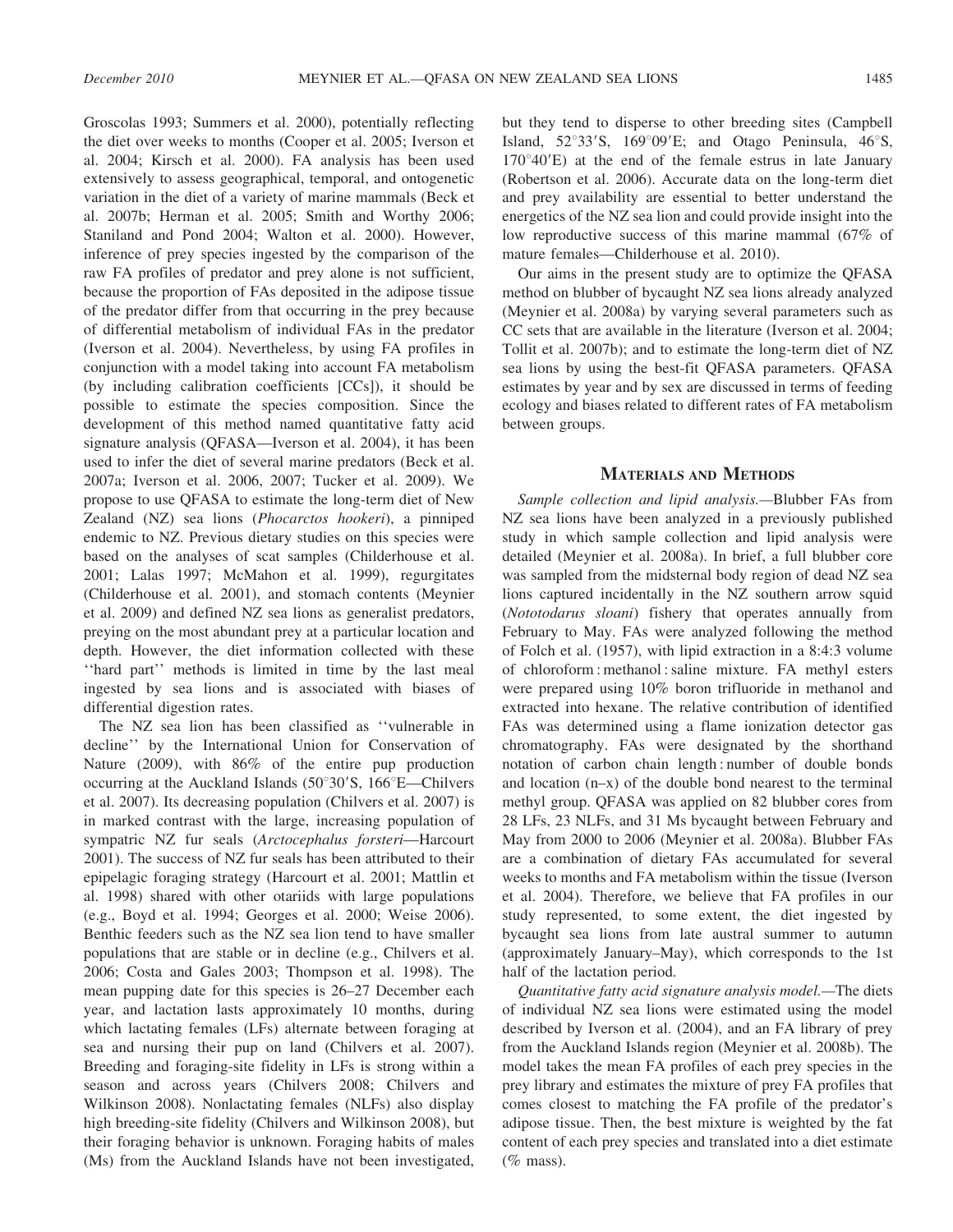Groscolas 1993; Summers et al. 2000), potentially reflecting the diet over weeks to months (Cooper et al. 2005; Iverson et al. 2004; Kirsch et al. 2000). FA analysis has been used extensively to assess geographical, temporal, and ontogenetic variation in the diet of a variety of marine mammals (Beck et al. 2007b; Herman et al. 2005; Smith and Worthy 2006; Staniland and Pond 2004; Walton et al. 2000). However, inference of prey species ingested by the comparison of the raw FA profiles of predator and prey alone is not sufficient, because the proportion of FAs deposited in the adipose tissue of the predator differ from that occurring in the prey because of differential metabolism of individual FAs in the predator (Iverson et al. 2004). Nevertheless, by using FA profiles in conjunction with a model taking into account FA metabolism (by including calibration coefficients [CCs]), it should be possible to estimate the species composition. Since the development of this method named quantitative fatty acid signature analysis (QFASA—Iverson et al. 2004), it has been used to infer the diet of several marine predators (Beck et al. 2007a; Iverson et al. 2006, 2007; Tucker et al. 2009). We propose to use QFASA to estimate the long-term diet of New Zealand (NZ) sea lions (*Phocarctos hookeri*), a pinniped endemic to NZ. Previous dietary studies on this species were based on the analyses of scat samples (Childerhouse et al. 2001; Lalas 1997; McMahon et al. 1999), regurgitates (Childerhouse et al. 2001), and stomach contents (Meynier et al. 2009) and defined NZ sea lions as generalist predators, preying on the most abundant prey at a particular location and depth. However, the diet information collected with these ''hard part'' methods is limited in time by the last meal ingested by sea lions and is associated with biases of differential digestion rates.

The NZ sea lion has been classified as ''vulnerable in decline'' by the International Union for Conservation of Nature (2009), with 86% of the entire pup production occurring at the Auckland Islands (50°30′S, 166°E—Chilvers et al. 2007). Its decreasing population (Chilvers et al. 2007) is in marked contrast with the large, increasing population of sympatric NZ fur seals (*Arctocephalus forsteri*—Harcourt 2001). The success of NZ fur seals has been attributed to their epipelagic foraging strategy (Harcourt et al. 2001; Mattlin et al. 1998) shared with other otariids with large populations (e.g., Boyd et al. 1994; Georges et al. 2000; Weise 2006). Benthic feeders such as the NZ sea lion tend to have smaller populations that are stable or in decline (e.g., Chilvers et al. 2006; Costa and Gales 2003; Thompson et al. 1998). The mean pupping date for this species is 26–27 December each year, and lactation lasts approximately 10 months, during which lactating females (LFs) alternate between foraging at sea and nursing their pup on land (Chilvers et al. 2007). Breeding and foraging-site fidelity in LFs is strong within a season and across years (Chilvers 2008; Chilvers and Wilkinson 2008). Nonlactating females (NLFs) also display high breeding-site fidelity (Chilvers and Wilkinson 2008), but their foraging behavior is unknown. Foraging habits of males (Ms) from the Auckland Islands have not been investigated, but they tend to disperse to other breeding sites (Campbell Island, 52°33′S, 169°09′E; and Otago Peninsula, 46°S, 170°40′E) at the end of the female estrus in late January (Robertson et al. 2006). Accurate data on the long-term diet and prey availability are essential to better understand the energetics of the NZ sea lion and could provide insight into the low reproductive success of this marine mammal (67% of mature females—Childerhouse et al. 2010).

Our aims in the present study are to optimize the QFASA method on blubber of bycaught NZ sea lions already analyzed (Meynier et al. 2008a) by varying several parameters such as CC sets that are available in the literature (Iverson et al. 2004; Tollit et al. 2007b); and to estimate the long-term diet of NZ sea lions by using the best-fit QFASA parameters. QFASA estimates by year and by sex are discussed in terms of feeding ecology and biases related to different rates of FA metabolism between groups.

## Materials and Methods

*Sample collection and lipid analysis.*—Blubber FAs from NZ sea lions have been analyzed in a previously published study in which sample collection and lipid analysis were detailed (Meynier et al. 2008a). In brief, a full blubber core was sampled from the midsternal body region of dead NZ sea lions captured incidentally in the NZ southern arrow squid (*Nototodarus sloani*) fishery that operates annually from February to May. FAs were analyzed following the method of Folch et al. (1957), with lipid extraction in a 8:4:3 volume of chloroform : methanol : saline mixture. FA methyl esters were prepared using 10% boron trifluoride in methanol and extracted into hexane. The relative contribution of identified FAs was determined using a flame ionization detector gas chromatography. FAs were designated by the shorthand notation of carbon chain length : number of double bonds and location (n–x) of the double bond nearest to the terminal methyl group. QFASA was applied on 82 blubber cores from 28 LFs, 23 NLFs, and 31 Ms bycaught between February and May from 2000 to 2006 (Meynier et al. 2008a). Blubber FAs are a combination of dietary FAs accumulated for several weeks to months and FA metabolism within the tissue (Iverson et al. 2004). Therefore, we believe that FA profiles in our study represented, to some extent, the diet ingested by bycaught sea lions from late austral summer to autumn (approximately January–May), which corresponds to the 1st half of the lactation period.

*Quantitative fatty acid signature analysis model.*—The diets of individual NZ sea lions were estimated using the model described by Iverson et al. (2004), and an FA library of prey from the Auckland Islands region (Meynier et al. 2008b). The model takes the mean FA profiles of each prey species in the prey library and estimates the mixture of prey FA profiles that comes closest to matching the FA profile of the predator's adipose tissue. Then, the best mixture is weighted by the fat content of each prey species and translated into a diet estimate (% mass).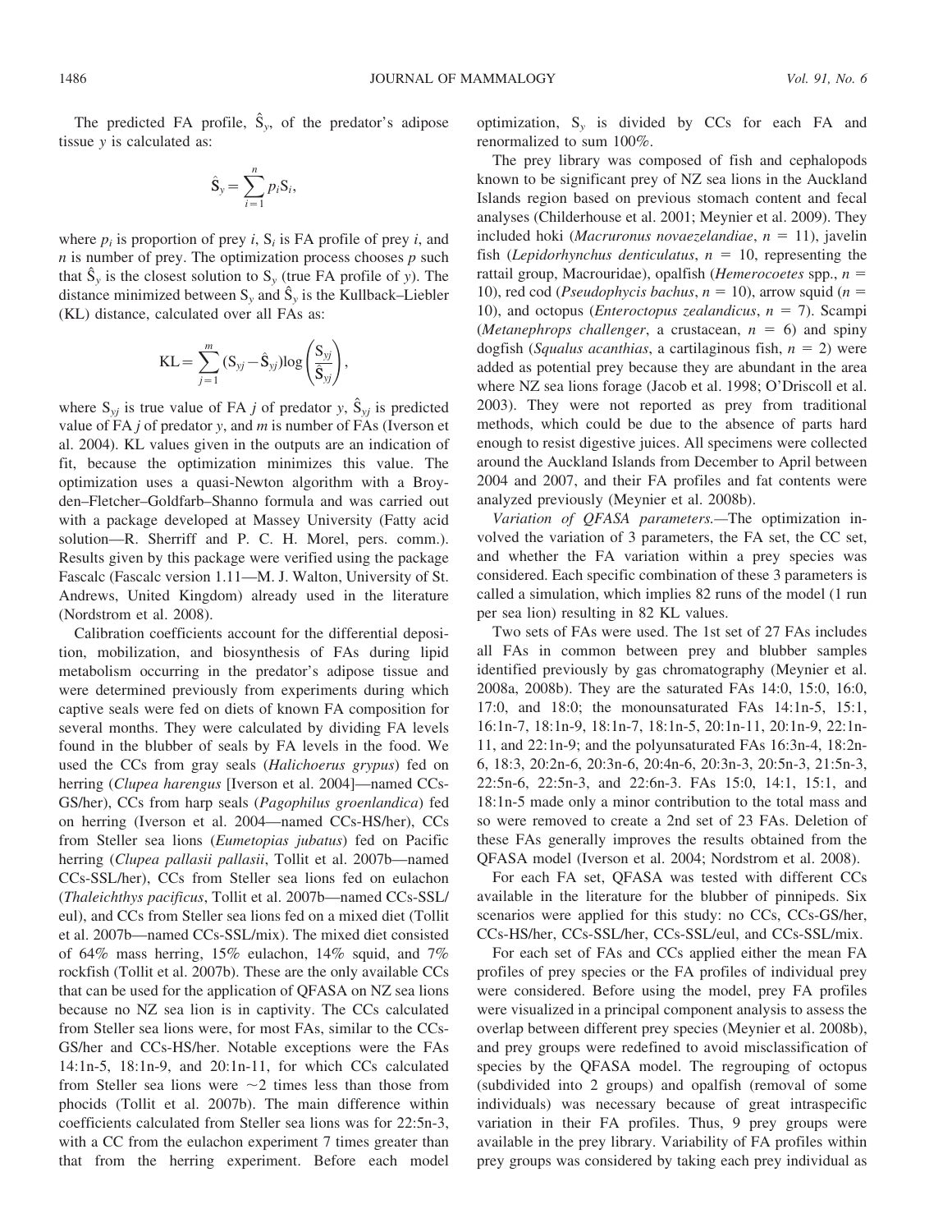The predicted FA profile, $\hat{S}_y$, of the predator's adipose tissue $y$ is calculated as:

$$\hat{S}_y = \sum_{i=1}^{n} p_i S_i,$$

where $p_i$ is proportion of prey $i$, $S_i$ is FA profile of prey $i$, and $n$ is number of prey. The optimization process chooses $p$ such that $\hat{S}_y$ is the closest solution to $S_y$ (true FA profile of $y$). The distance minimized between $S_y$ and $\hat{S}_y$ is the Kullback–Liebler (KL) distance, calculated over all FAs as:

$$\mathrm{KL} = \sum_{j=1}^{m} (S_{yj} - \hat{S}_{yj}) \log\left(\frac{S_{yj}}{\hat{S}_{yj}}\right),$$

where $S_{yj}$ is true value of FA $j$ of predator $y$, $\hat{S}_{yj}$ is predicted value of FA $j$ of predator $y$, and $m$ is number of FAs (Iverson et al. 2004). KL values given in the outputs are an indication of fit, because the optimization minimizes this value. The optimization uses a quasi-Newton algorithm with a Broyden–Fletcher–Goldfarb–Shanno formula and was carried out with a package developed at Massey University (Fatty acid solution—R. Sherriff and P. C. H. Morel, pers. comm.). Results given by this package were verified using the package Fascalc (Fascalc version 1.11—M. J. Walton, University of St. Andrews, United Kingdom) already used in the literature (Nordstrom et al. 2008).

Calibration coefficients account for the differential deposition, mobilization, and biosynthesis of FAs during lipid metabolism occurring in the predator's adipose tissue and were determined previously from experiments during which captive seals were fed on diets of known FA composition for several months. They were calculated by dividing FA levels found in the blubber of seals by FA levels in the food. We used the CCs from gray seals (*Halichoerus grypus*) fed on herring (*Clupea harengus* [Iverson et al. 2004]—named CCs-GS/her), CCs from harp seals (*Pagophilus groenlandica*) fed on herring (Iverson et al. 2004—named CCs-HS/her), CCs from Steller sea lions (*Eumetopias jubatus*) fed on Pacific herring (*Clupea pallasii pallasii*, Tollit et al. 2007b—named CCs-SSL/her), CCs from Steller sea lions fed on eulachon (*Thaleichthys pacificus*, Tollit et al. 2007b—named CCs-SSL/eul), and CCs from Steller sea lions fed on a mixed diet (Tollit et al. 2007b—named CCs-SSL/mix). The mixed diet consisted of 64% mass herring, 15% eulachon, 14% squid, and 7% rockfish (Tollit et al. 2007b). These are the only available CCs that can be used for the application of QFASA on NZ sea lions because no NZ sea lion is in captivity. The CCs calculated from Steller sea lions were, for most FAs, similar to the CCs-GS/her and CCs-HS/her. Notable exceptions were the FAs 14:1n-5, 18:1n-9, and 20:1n-11, for which CCs calculated from Steller sea lions were ~2 times less than those from phocids (Tollit et al. 2007b). The main difference within coefficients calculated from Steller sea lions was for 22:5n-3, with a CC from the eulachon experiment 7 times greater than that from the herring experiment. Before each model optimization, $S_y$ is divided by CCs for each FA and renormalized to sum 100%.

The prey library was composed of fish and cephalopods known to be significant prey of NZ sea lions in the Auckland Islands region based on previous stomach content and fecal analyses (Childerhouse et al. 2001; Meynier et al. 2009). They included hoki (*Macruronus novaezelandiae*, $n = 11$), javelin fish (*Lepidorhynchus denticulatus*, $n = 10$, representing the rattail group, Macrouridae), opalfish (*Hemerocoetes* spp., $n = 10$), red cod (*Pseudophycis bachus*, $n = 10$), arrow squid ($n = 10$), and octopus (*Enteroctopus zealandicus*, $n = 7$). Scampi (*Metanephrops challenger*, a crustacean, $n = 6$) and spiny dogfish (*Squalus acanthias*, a cartilaginous fish, $n = 2$) were added as potential prey because they are abundant in the area where NZ sea lions forage (Jacob et al. 1998; O'Driscoll et al. 2003). They were not reported as prey from traditional methods, which could be due to the absence of parts hard enough to resist digestive juices. All specimens were collected around the Auckland Islands from December to April between 2004 and 2007, and their FA profiles and fat contents were analyzed previously (Meynier et al. 2008b).

*Variation of QFASA parameters.*—The optimization involved the variation of 3 parameters, the FA set, the CC set, and whether the FA variation within a prey species was considered. Each specific combination of these 3 parameters is called a simulation, which implies 82 runs of the model (1 run per sea lion) resulting in 82 KL values.

Two sets of FAs were used. The 1st set of 27 FAs includes all FAs in common between prey and blubber samples identified previously by gas chromatography (Meynier et al. 2008a, 2008b). They are the saturated FAs 14:0, 15:0, 16:0, 17:0, and 18:0; the monounsaturated FAs 14:1n-5, 15:1, 16:1n-7, 18:1n-9, 18:1n-7, 18:1n-5, 20:1n-11, 20:1n-9, 22:1n-11, and 22:1n-9; and the polyunsaturated FAs 16:3n-4, 18:2n-6, 18:3, 20:2n-6, 20:3n-6, 20:4n-6, 20:3n-3, 20:5n-3, 21:5n-3, 22:5n-6, 22:5n-3, and 22:6n-3. FAs 15:0, 14:1, 15:1, and 18:1n-5 made only a minor contribution to the total mass and so were removed to create a 2nd set of 23 FAs. Deletion of these FAs generally improves the results obtained from the QFASA model (Iverson et al. 2004; Nordstrom et al. 2008).

For each FA set, QFASA was tested with different CCs available in the literature for the blubber of pinnipeds. Six scenarios were applied for this study: no CCs, CCs-GS/her, CCs-HS/her, CCs-SSL/her, CCs-SSL/eul, and CCs-SSL/mix.

For each set of FAs and CCs applied either the mean FA profiles of prey species or the FA profiles of individual prey were considered. Before using the model, prey FA profiles were visualized in a principal component analysis to assess the overlap between different prey species (Meynier et al. 2008b), and prey groups were redefined to avoid misclassification of species by the QFASA model. The regrouping of octopus (subdivided into 2 groups) and opalfish (removal of some individuals) was necessary because of great intraspecific variation in their FA profiles. Thus, 9 prey groups were available in the prey library. Variability of FA profiles within prey groups was considered by taking each prey individual as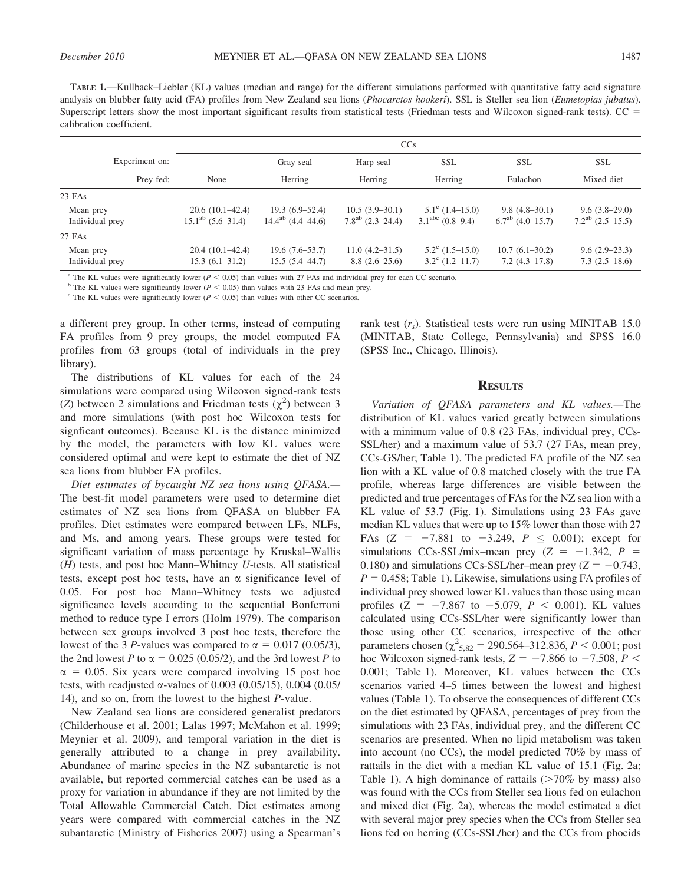**TABLE 1.**—Kullback–Liebler (KL) values (median and range) for the different simulations performed with quantitative fatty acid signature analysis on blubber fatty acid (FA) profiles from New Zealand sea lions (*Phocarctos hookeri*). SSL is Steller sea lion (*Eumetopias jubatus*). Superscript letters show the most important significant results from statistical tests (Friedman tests and Wilcoxon signed-rank tests). CC = calibration coefficient.

| Experiment on: | CCs | | | | | |
|---|---|---|---|---|---|---|
| | | Gray seal | Harp seal | SSL | SSL | SSL |
| Prey fed: | None | Herring | Herring | Herring | Eulachon | Mixed diet |
| 23 FAs | | | | | | |
| Mean prey | 20.6 (10.1–42.4) | 19.3 (6.9–52.4) | 10.5 (3.9–30.1) | 5.1$^{c}$ (1.4–15.0) | 9.8 (4.8–30.1) | 9.6 (3.8–29.0) |
| Individual prey | 15.1$^{ab}$ (5.6–31.4) | 14.4$^{ab}$ (4.4–44.6) | 7.8$^{ab}$ (2.3–24.4) | 3.1$^{abc}$ (0.8–9.4) | 6.7$^{ab}$ (4.0–15.7) | 7.2$^{ab}$ (2.5–15.5) |
| 27 FAs | | | | | | |
| Mean prey | 20.4 (10.1–42.4) | 19.6 (7.6–53.7) | 11.0 (4.2–31.5) | 5.2$^{c}$ (1.5–15.0) | 10.7 (6.1–30.2) | 9.6 (2.9–23.3) |
| Individual prey | 15.3 (6.1–31.2) | 15.5 (5.4–44.7) | 8.8 (2.6–25.6) | 3.2$^{c}$ (1.2–11.7) | 7.2 (4.3–17.8) | 7.3 (2.5–18.6) |

[a] The KL values were significantly lower ($P < 0.05$) than values with 27 FAs and individual prey for each CC scenario.
[b] The KL values were significantly lower ($P < 0.05$) than values with 23 FAs and mean prey.
[c] The KL values were significantly lower ($P < 0.05$) than values with other CC scenarios.

a different prey group. In other terms, instead of computing FA profiles from 9 prey groups, the model computed FA profiles from 63 groups (total of individuals in the prey library).

The distributions of KL values for each of the 24 simulations were compared using Wilcoxon signed-rank tests ($Z$) between 2 simulations and Friedman tests ($\chi^2$) between 3 and more simulations (with post hoc Wilcoxon tests for signficant outcomes). Because KL is the distance minimized by the model, the parameters with low KL values were considered optimal and were kept to estimate the diet of NZ sea lions from blubber FA profiles.

*Diet estimates of bycaught NZ sea lions using QFASA.*— The best-fit model parameters were used to determine diet estimates of NZ sea lions from QFASA on blubber FA profiles. Diet estimates were compared between LFs, NLFs, and Ms, and among years. These groups were tested for significant variation of mass percentage by Kruskal–Wallis ($H$) tests, and post hoc Mann–Whitney $U$-tests. All statistical tests, except post hoc tests, have an $\alpha$ significance level of 0.05. For post hoc Mann–Whitney tests we adjusted significance levels according to the sequential Bonferroni method to reduce type I errors (Holm 1979). The comparison between sex groups involved 3 post hoc tests, therefore the lowest of the 3 $P$-values was compared to $\alpha = 0.017$ (0.05/3), the 2nd lowest $P$ to $\alpha = 0.025$ (0.05/2), and the 3rd lowest $P$ to $\alpha = 0.05$. Six years were compared involving 15 post hoc tests, with readjusted $\alpha$-values of 0.003 (0.05/15), 0.004 (0.05/14), and so on, from the lowest to the highest $P$-value.

New Zealand sea lions are considered generalist predators (Childerhouse et al. 2001; Lalas 1997; McMahon et al. 1999; Meynier et al. 2009), and temporal variation in the diet is generally attributed to a change in prey availability. Abundance of marine species in the NZ subantarctic is not available, but reported commercial catches can be used as a proxy for variation in abundance if they are not limited by the Total Allowable Commercial Catch. Diet estimates among years were compared with commercial catches in the NZ subantarctic (Ministry of Fisheries 2007) using a Spearman's rank test ($r_s$). Statistical tests were run using MINITAB 15.0 (MINITAB, State College, Pennsylvania) and SPSS 16.0 (SPSS Inc., Chicago, Illinois).

## RESULTS

*Variation of QFASA parameters and KL values.*—The distribution of KL values varied greatly between simulations with a minimum value of 0.8 (23 FAs, individual prey, CCs-SSL/her) and a maximum value of 53.7 (27 FAs, mean prey, CCs-GS/her; Table 1). The predicted FA profile of the NZ sea lion with a KL value of 0.8 matched closely with the true FA profile, whereas large differences are visible between the predicted and true percentages of FAs for the NZ sea lion with a KL value of 53.7 (Fig. 1). Simulations using 23 FAs gave median KL values that were up to 15% lower than those with 27 FAs ($Z = -7.881$ to $-3.249$, $P \leq 0.001$); except for simulations CCs-SSL/mix–mean prey ($Z = -1.342$, $P = 0.180$) and simulations CCs-SSL/her–mean prey ($Z = -0.743$, $P = 0.458$; Table 1). Likewise, simulations using FA profiles of individual prey showed lower KL values than those using mean profiles ($Z = -7.867$ to $-5.079$, $P < 0.001$). KL values calculated using CCs-SSL/her were significantly lower than those using other CC scenarios, irrespective of the other parameters chosen ($\chi^2_{5,82} = 290.564$–$312.836$, $P < 0.001$; post hoc Wilcoxon signed-rank tests, $Z = -7.866$ to $-7.508$, $P < 0.001$; Table 1). Moreover, KL values between the CCs scenarios varied 4–5 times between the lowest and highest values (Table 1). To observe the consequences of different CCs on the diet estimated by QFASA, percentages of prey from the simulations with 23 FAs, individual prey, and the different CC scenarios are presented. When no lipid metabolism was taken into account (no CCs), the model predicted 70% by mass of rattails in the diet with a median KL value of 15.1 (Fig. 2a; Table 1). A high dominance of rattails (>70% by mass) also was found with the CCs from Steller sea lions fed on eulachon and mixed diet (Fig. 2a), whereas the model estimated a diet with several major prey species when the CCs from Steller sea lions fed on herring (CCs-SSL/her) and the CCs from phocids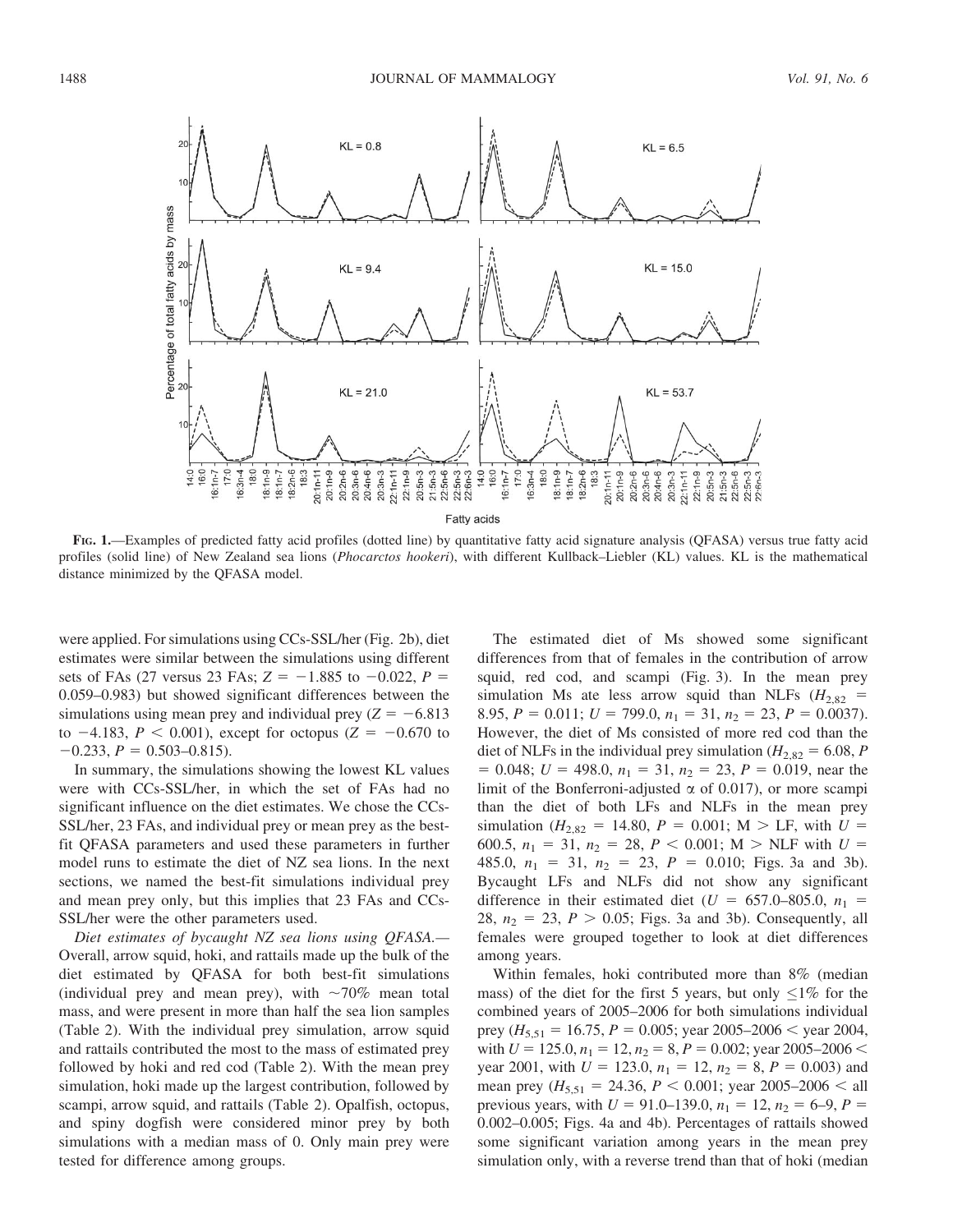FIG. 1.—Examples of predicted fatty acid profiles (dotted line) by quantitative fatty acid signature analysis (QFASA) versus true fatty acid profiles (solid line) of New Zealand sea lions (*Phocarctos hookeri*), with different Kullback–Liebler (KL) values. KL is the mathematical distance minimized by the QFASA model.

were applied. For simulations using CCs-SSL/her (Fig. 2b), diet estimates were similar between the simulations using different sets of FAs (27 versus 23 FAs; $Z = -1.885$ to $-0.022$, $P = 0.059$–$0.983$) but showed significant differences between the simulations using mean prey and individual prey ($Z = -6.813$ to $-4.183$, $P < 0.001$), except for octopus ($Z = -0.670$ to $-0.233$, $P = 0.503$–$0.815$).

In summary, the simulations showing the lowest KL values were with CCs-SSL/her, in which the set of FAs had no significant influence on the diet estimates. We chose the CCs-SSL/her, 23 FAs, and individual prey or mean prey as the best-fit QFASA parameters and used these parameters in further model runs to estimate the diet of NZ sea lions. In the next sections, we named the best-fit simulations individual prey and mean prey only, but this implies that 23 FAs and CCs-SSL/her were the other parameters used.

*Diet estimates of bycaught NZ sea lions using QFASA.*— Overall, arrow squid, hoki, and rattails made up the bulk of the diet estimated by QFASA for both best-fit simulations (individual prey and mean prey), with ~70% mean total mass, and were present in more than half the sea lion samples (Table 2). With the individual prey simulation, arrow squid and rattails contributed the most to the mass of estimated prey followed by hoki and red cod (Table 2). With the mean prey simulation, hoki made up the largest contribution, followed by scampi, arrow squid, and rattails (Table 2). Opalfish, octopus, and spiny dogfish were considered minor prey by both simulations with a median mass of 0. Only main prey were tested for difference among groups.

The estimated diet of Ms showed some significant differences from that of females in the contribution of arrow squid, red cod, and scampi (Fig. 3). In the mean prey simulation Ms ate less arrow squid than NLFs ($H_{2,82} = 8.95$, $P = 0.011$; $U = 799.0$, $n_1 = 31$, $n_2 = 23$, $P = 0.0037$). However, the diet of Ms consisted of more red cod than the diet of NLFs in the individual prey simulation ($H_{2,82} = 6.08$, $P = 0.048$; $U = 498.0$, $n_1 = 31$, $n_2 = 23$, $P = 0.019$, near the limit of the Bonferroni-adjusted $\alpha$ of 0.017), or more scampi than the diet of both LFs and NLFs in the mean prey simulation ($H_{2,82} = 14.80$, $P = 0.001$; M > LF, with $U = 600.5$, $n_1 = 31$, $n_2 = 28$, $P < 0.001$; M > NLF with $U = 485.0$, $n_1 = 31$, $n_2 = 23$, $P = 0.010$; Figs. 3a and 3b). Bycaught LFs and NLFs did not show any significant difference in their estimated diet ($U = 657.0$–$805.0$, $n_1 = 28$, $n_2 = 23$, $P > 0.05$; Figs. 3a and 3b). Consequently, all females were grouped together to look at diet differences among years.

Within females, hoki contributed more than 8% (median mass) of the diet for the first 5 years, but only ≤1% for the combined years of 2005–2006 for both simulations individual prey ($H_{5,51} = 16.75$, $P = 0.005$; year 2005–2006 < year 2004, with $U = 125.0$, $n_1 = 12$, $n_2 = 8$, $P = 0.002$; year 2005–2006 < year 2001, with $U = 123.0$, $n_1 = 12$, $n_2 = 8$, $P = 0.003$) and mean prey ($H_{5,51} = 24.36$, $P < 0.001$; year 2005–2006 < all previous years, with $U = 91.0$–$139.0$, $n_1 = 12$, $n_2 = 6$–$9$, $P = 0.002$–$0.005$; Figs. 4a and 4b). Percentages of rattails showed some significant variation among years in the mean prey simulation only, with a reverse trend than that of hoki (median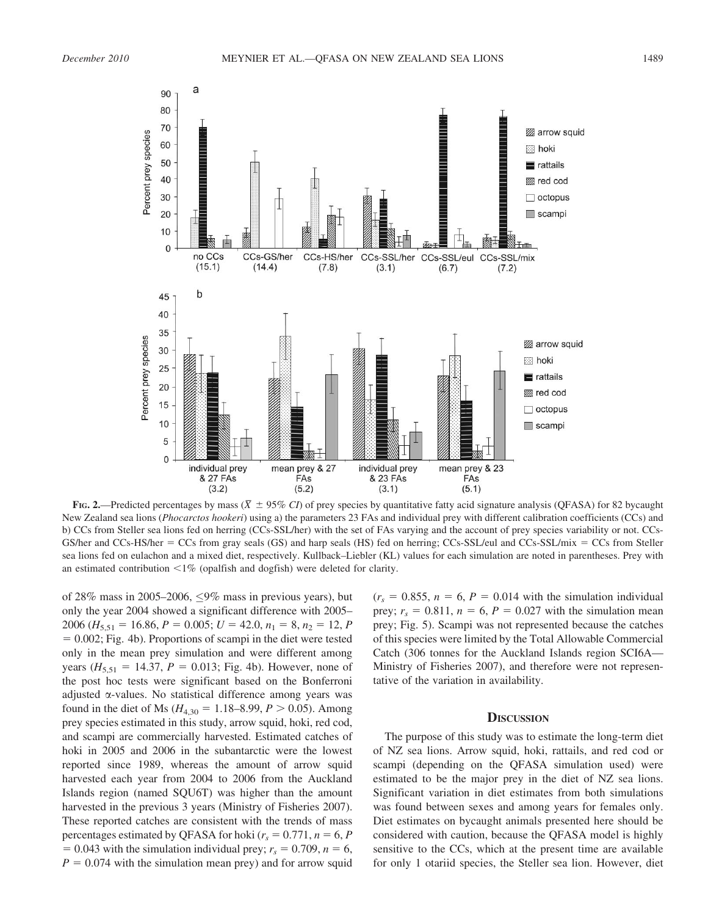**FIG. 2.**—Predicted percentages by mass ($\bar{X} \pm 95\%$ *CI*) of prey species by quantitative fatty acid signature analysis (QFASA) for 82 bycaught New Zealand sea lions (*Phocarctos hookeri*) using a) the parameters 23 FAs and individual prey with different calibration coefficients (CCs) and b) CCs from Steller sea lions fed on herring (CCs-SSL/her) with the set of FAs varying and the account of prey species variability or not. CCs-GS/her and CCs-HS/her = CCs from gray seals (GS) and harp seals (HS) fed on herring; CCs-SSL/eul and CCs-SSL/mix = CCs from Steller sea lions fed on eulachon and a mixed diet, respectively. Kullback–Liebler (KL) values for each simulation are noted in parentheses. Prey with an estimated contribution <1% (opalfish and dogfish) were deleted for clarity.

of 28% mass in 2005–2006, ≤9% mass in previous years), but only the year 2004 showed a significant difference with 2005–2006 ($H_{5,51} = 16.86$, $P = 0.005$; $U = 42.0$, $n_1 = 8$, $n_2 = 12$, $P = 0.002$; Fig. 4b). Proportions of scampi in the diet were tested only in the mean prey simulation and were different among years ($H_{5,51} = 14.37$, $P = 0.013$; Fig. 4b). However, none of the post hoc tests were significant based on the Bonferroni adjusted α-values. No statistical difference among years was found in the diet of Ms ($H_{4,30} = 1.18$–$8.99$, $P > 0.05$). Among prey species estimated in this study, arrow squid, hoki, red cod, and scampi are commercially harvested. Estimated catches of hoki in 2005 and 2006 in the subantarctic were the lowest reported since 1989, whereas the amount of arrow squid harvested each year from 2004 to 2006 from the Auckland Islands region (named SQU6T) was higher than the amount harvested in the previous 3 years (Ministry of Fisheries 2007). These reported catches are consistent with the trends of mass percentages estimated by QFASA for hoki ($r_s = 0.771$, $n = 6$, $P = 0.043$ with the simulation individual prey; $r_s = 0.709$, $n = 6$, $P = 0.074$ with the simulation mean prey) and for arrow squid ($r_s = 0.855$, $n = 6$, $P = 0.014$ with the simulation individual prey; $r_s = 0.811$, $n = 6$, $P = 0.027$ with the simulation mean prey; Fig. 5). Scampi was not represented because the catches of this species were limited by the Total Allowable Commercial Catch (306 tonnes for the Auckland Islands region SCI6A—Ministry of Fisheries 2007), and therefore were not representative of the variation in availability.

## DISCUSSION

The purpose of this study was to estimate the long-term diet of NZ sea lions. Arrow squid, hoki, rattails, and red cod or scampi (depending on the QFASA simulation used) were estimated to be the major prey in the diet of NZ sea lions. Significant variation in diet estimates from both simulations was found between sexes and among years for females only. Diet estimates on bycaught animals presented here should be considered with caution, because the QFASA model is highly sensitive to the CCs, which at the present time are available for only 1 otariid species, the Steller sea lion. However, diet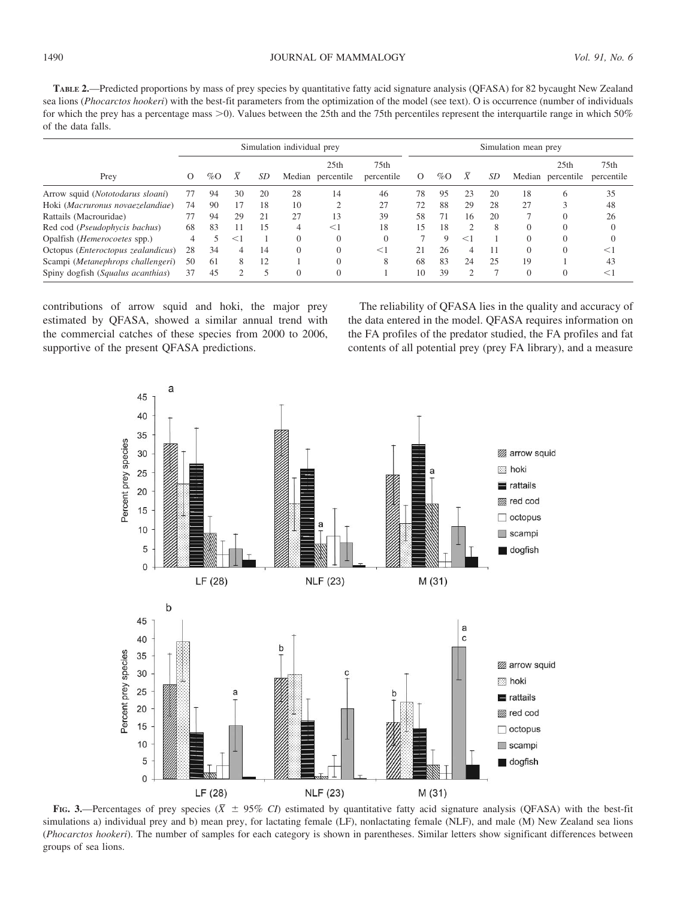**TABLE 2.**—Predicted proportions by mass of prey species by quantitative fatty acid signature analysis (QFASA) for 82 bycaught New Zealand sea lions (*Phocarctos hookeri*) with the best-fit parameters from the optimization of the model (see text). O is occurrence (number of individuals for which the prey has a percentage mass >0). Values between the 25th and the 75th percentiles represent the interquartile range in which 50% of the data falls.

| | Simulation individual prey | | | | | | | Simulation mean prey | | | | | | |
|---|---|---|---|---|---|---|---|---|---|---|---|---|---|---|
| Prey | O | %O | $\bar{X}$ | *SD* | Median | 25th percentile | 75th percentile | O | %O | $\bar{X}$ | *SD* | Median | 25th percentile | 75th percentile |
| Arrow squid (*Nototodarus sloani*) | 77 | 94 | 30 | 20 | 28 | 14 | 46 | 78 | 95 | 23 | 20 | 18 | 6 | 35 |
| Hoki (*Macruronus novaezelandiae*) | 74 | 90 | 17 | 18 | 10 | 2 | 27 | 72 | 88 | 29 | 28 | 27 | 3 | 48 |
| Rattails (Macrouridae) | 77 | 94 | 29 | 21 | 27 | 13 | 39 | 58 | 71 | 16 | 20 | 7 | 0 | 26 |
| Red cod (*Pseudophycis bachus*) | 68 | 83 | 11 | 15 | 4 | <1 | 18 | 15 | 18 | 2 | 8 | 0 | 0 | 0 |
| Opalfish (*Hemerocoetes* spp.) | 4 | 5 | <1 | 1 | 0 | 0 | 0 | 7 | 9 | <1 | 1 | 0 | 0 | 0 |
| Octopus (*Enteroctopus zealandicus*) | 28 | 34 | 4 | 14 | 0 | 0 | <1 | 21 | 26 | 4 | 11 | 0 | 0 | <1 |
| Scampi (*Metanephrops challengeri*) | 50 | 61 | 8 | 12 | 1 | 0 | 8 | 68 | 83 | 24 | 25 | 19 | 1 | 43 |
| Spiny dogfish (*Squalus acanthias*) | 37 | 45 | 2 | 5 | 0 | 0 | 1 | 10 | 39 | 2 | 7 | 0 | 0 | <1 |

contributions of arrow squid and hoki, the major prey estimated by QFASA, showed a similar annual trend with the commercial catches of these species from 2000 to 2006, supportive of the present QFASA predictions.

The reliability of QFASA lies in the quality and accuracy of the data entered in the model. QFASA requires information on the FA profiles of the predator studied, the FA profiles and fat contents of all potential prey (prey FA library), and a measure

**FIG. 3.**—Percentages of prey species ($\bar{X} \pm 95\%$ *CI*) estimated by quantitative fatty acid signature analysis (QFASA) with the best-fit simulations a) individual prey and b) mean prey, for lactating female (LF), nonlactating female (NLF), and male (M) New Zealand sea lions (*Phocarctos hookeri*). The number of samples for each category is shown in parentheses. Similar letters show significant differences between groups of sea lions.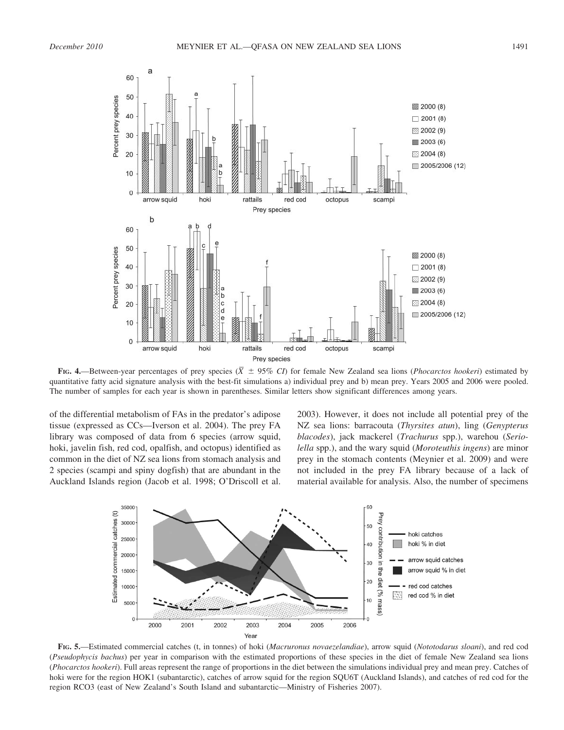**FIG. 4.**—Between-year percentages of prey species ($\bar{X} \pm 95\%$ *CI*) for female New Zealand sea lions (*Phocarctos hookeri*) estimated by quantitative fatty acid signature analysis with the best-fit simulations a) individual prey and b) mean prey. Years 2005 and 2006 were pooled. The number of samples for each year is shown in parentheses. Similar letters show significant differences among years.

of the differential metabolism of FAs in the predator's adipose tissue (expressed as CCs—Iverson et al. 2004). The prey FA library was composed of data from 6 species (arrow squid, hoki, javelin fish, red cod, opalfish, and octopus) identified as common in the diet of NZ sea lions from stomach analysis and 2 species (scampi and spiny dogfish) that are abundant in the Auckland Islands region (Jacob et al. 1998; O'Driscoll et al. 2003). However, it does not include all potential prey of the NZ sea lions: barracouta (*Thyrsites atun*), ling (*Genypterus blacodes*), jack mackerel (*Trachurus* spp.), warehou (*Seriolella* spp.), and the wary squid (*Moroteuthis ingens*) are minor prey in the stomach contents (Meynier et al. 2009) and were not included in the prey FA library because of a lack of material available for analysis. Also, the number of specimens

**FIG. 5.**—Estimated commercial catches (t, in tonnes) of hoki (*Macruronus novaezelandiae*), arrow squid (*Nototodarus sloani*), and red cod (*Pseudophycis bachus*) per year in comparison with the estimated proportions of these species in the diet of female New Zealand sea lions (*Phocarctos hookeri*). Full areas represent the range of proportions in the diet between the simulations individual prey and mean prey. Catches of hoki were for the region HOK1 (subantarctic), catches of arrow squid for the region SQU6T (Auckland Islands), and catches of red cod for the region RCO3 (east of New Zealand's South Island and subantarctic—Ministry of Fisheries 2007).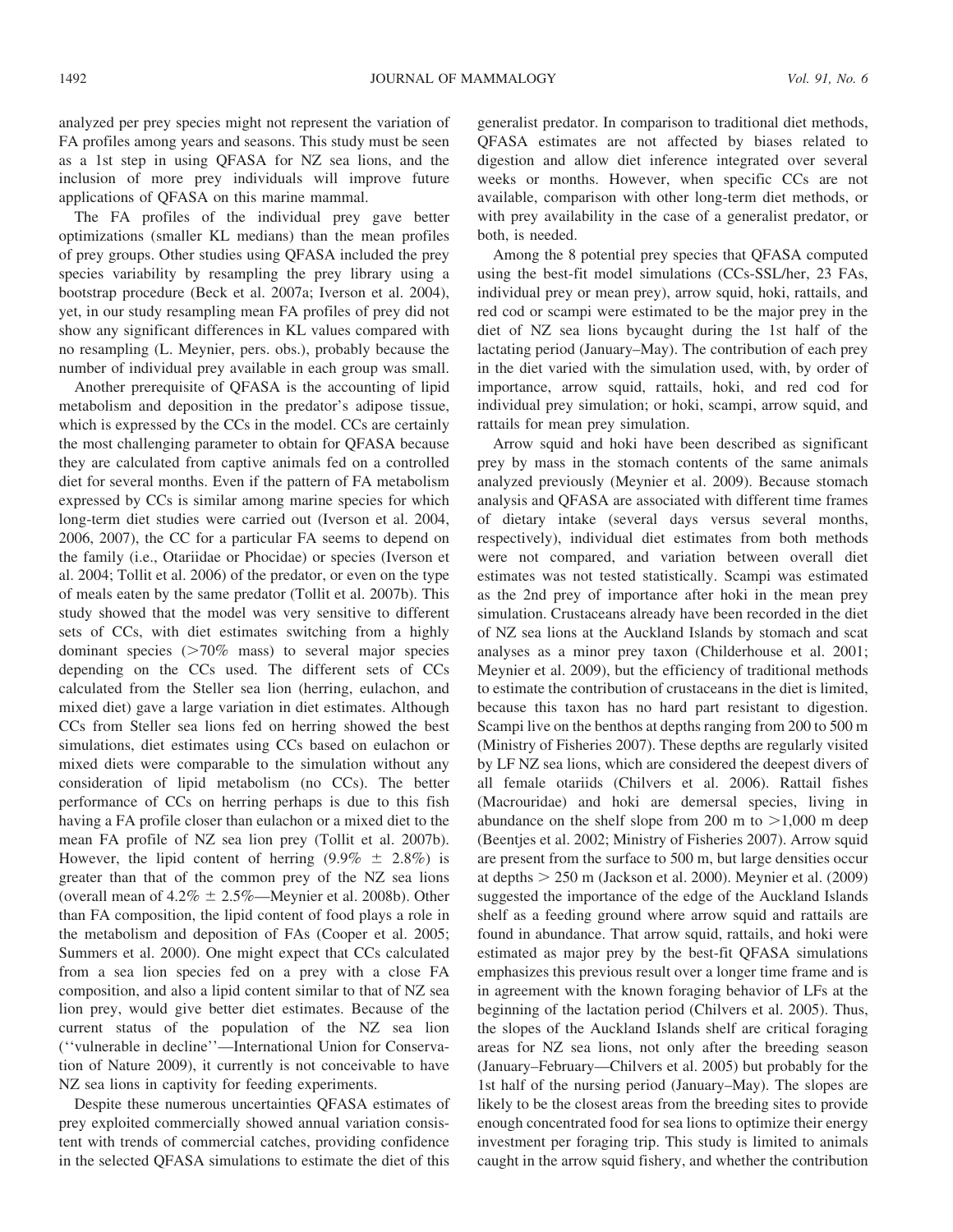analyzed per prey species might not represent the variation of FA profiles among years and seasons. This study must be seen as a 1st step in using QFASA for NZ sea lions, and the inclusion of more prey individuals will improve future applications of QFASA on this marine mammal.

The FA profiles of the individual prey gave better optimizations (smaller KL medians) than the mean profiles of prey groups. Other studies using QFASA included the prey species variability by resampling the prey library using a bootstrap procedure (Beck et al. 2007a; Iverson et al. 2004), yet, in our study resampling mean FA profiles of prey did not show any significant differences in KL values compared with no resampling (L. Meynier, pers. obs.), probably because the number of individual prey available in each group was small.

Another prerequisite of QFASA is the accounting of lipid metabolism and deposition in the predator's adipose tissue, which is expressed by the CCs in the model. CCs are certainly the most challenging parameter to obtain for QFASA because they are calculated from captive animals fed on a controlled diet for several months. Even if the pattern of FA metabolism expressed by CCs is similar among marine species for which long-term diet studies were carried out (Iverson et al. 2004, 2006, 2007), the CC for a particular FA seems to depend on the family (i.e., Otariidae or Phocidae) or species (Iverson et al. 2004; Tollit et al. 2006) of the predator, or even on the type of meals eaten by the same predator (Tollit et al. 2007b). This study showed that the model was very sensitive to different sets of CCs, with diet estimates switching from a highly dominant species (>70% mass) to several major species depending on the CCs used. The different sets of CCs calculated from the Steller sea lion (herring, eulachon, and mixed diet) gave a large variation in diet estimates. Although CCs from Steller sea lions fed on herring showed the best simulations, diet estimates using CCs based on eulachon or mixed diets were comparable to the simulation without any consideration of lipid metabolism (no CCs). The better performance of CCs on herring perhaps is due to this fish having a FA profile closer than eulachon or a mixed diet to the mean FA profile of NZ sea lion prey (Tollit et al. 2007b). However, the lipid content of herring (9.9% $\pm$ 2.8%) is greater than that of the common prey of the NZ sea lions (overall mean of 4.2% $\pm$ 2.5%—Meynier et al. 2008b). Other than FA composition, the lipid content of food plays a role in the metabolism and deposition of FAs (Cooper et al. 2005; Summers et al. 2000). One might expect that CCs calculated from a sea lion species fed on a prey with a close FA composition, and also a lipid content similar to that of NZ sea lion prey, would give better diet estimates. Because of the current status of the population of the NZ sea lion (''vulnerable in decline''—International Union for Conservation of Nature 2009), it currently is not conceivable to have NZ sea lions in captivity for feeding experiments.

Despite these numerous uncertainties QFASA estimates of prey exploited commercially showed annual variation consistent with trends of commercial catches, providing confidence in the selected QFASA simulations to estimate the diet of this generalist predator. In comparison to traditional diet methods, QFASA estimates are not affected by biases related to digestion and allow diet inference integrated over several weeks or months. However, when specific CCs are not available, comparison with other long-term diet methods, or with prey availability in the case of a generalist predator, or both, is needed.

Among the 8 potential prey species that QFASA computed using the best-fit model simulations (CCs-SSL/her, 23 FAs, individual prey or mean prey), arrow squid, hoki, rattails, and red cod or scampi were estimated to be the major prey in the diet of NZ sea lions bycaught during the 1st half of the lactating period (January–May). The contribution of each prey in the diet varied with the simulation used, with, by order of importance, arrow squid, rattails, hoki, and red cod for individual prey simulation; or hoki, scampi, arrow squid, and rattails for mean prey simulation.

Arrow squid and hoki have been described as significant prey by mass in the stomach contents of the same animals analyzed previously (Meynier et al. 2009). Because stomach analysis and QFASA are associated with different time frames of dietary intake (several days versus several months, respectively), individual diet estimates from both methods were not compared, and variation between overall diet estimates was not tested statistically. Scampi was estimated as the 2nd prey of importance after hoki in the mean prey simulation. Crustaceans already have been recorded in the diet of NZ sea lions at the Auckland Islands by stomach and scat analyses as a minor prey taxon (Childerhouse et al. 2001; Meynier et al. 2009), but the efficiency of traditional methods to estimate the contribution of crustaceans in the diet is limited, because this taxon has no hard part resistant to digestion. Scampi live on the benthos at depths ranging from 200 to 500 m (Ministry of Fisheries 2007). These depths are regularly visited by LF NZ sea lions, which are considered the deepest divers of all female otariids (Chilvers et al. 2006). Rattail fishes (Macrouridae) and hoki are demersal species, living in abundance on the shelf slope from 200 m to >1,000 m deep (Beentjes et al. 2002; Ministry of Fisheries 2007). Arrow squid are present from the surface to 500 m, but large densities occur at depths > 250 m (Jackson et al. 2000). Meynier et al. (2009) suggested the importance of the edge of the Auckland Islands shelf as a feeding ground where arrow squid and rattails are found in abundance. That arrow squid, rattails, and hoki were estimated as major prey by the best-fit QFASA simulations emphasizes this previous result over a longer time frame and is in agreement with the known foraging behavior of LFs at the beginning of the lactation period (Chilvers et al. 2005). Thus, the slopes of the Auckland Islands shelf are critical foraging areas for NZ sea lions, not only after the breeding season (January–February—Chilvers et al. 2005) but probably for the 1st half of the nursing period (January–May). The slopes are likely to be the closest areas from the breeding sites to provide enough concentrated food for sea lions to optimize their energy investment per foraging trip. This study is limited to animals caught in the arrow squid fishery, and whether the contribution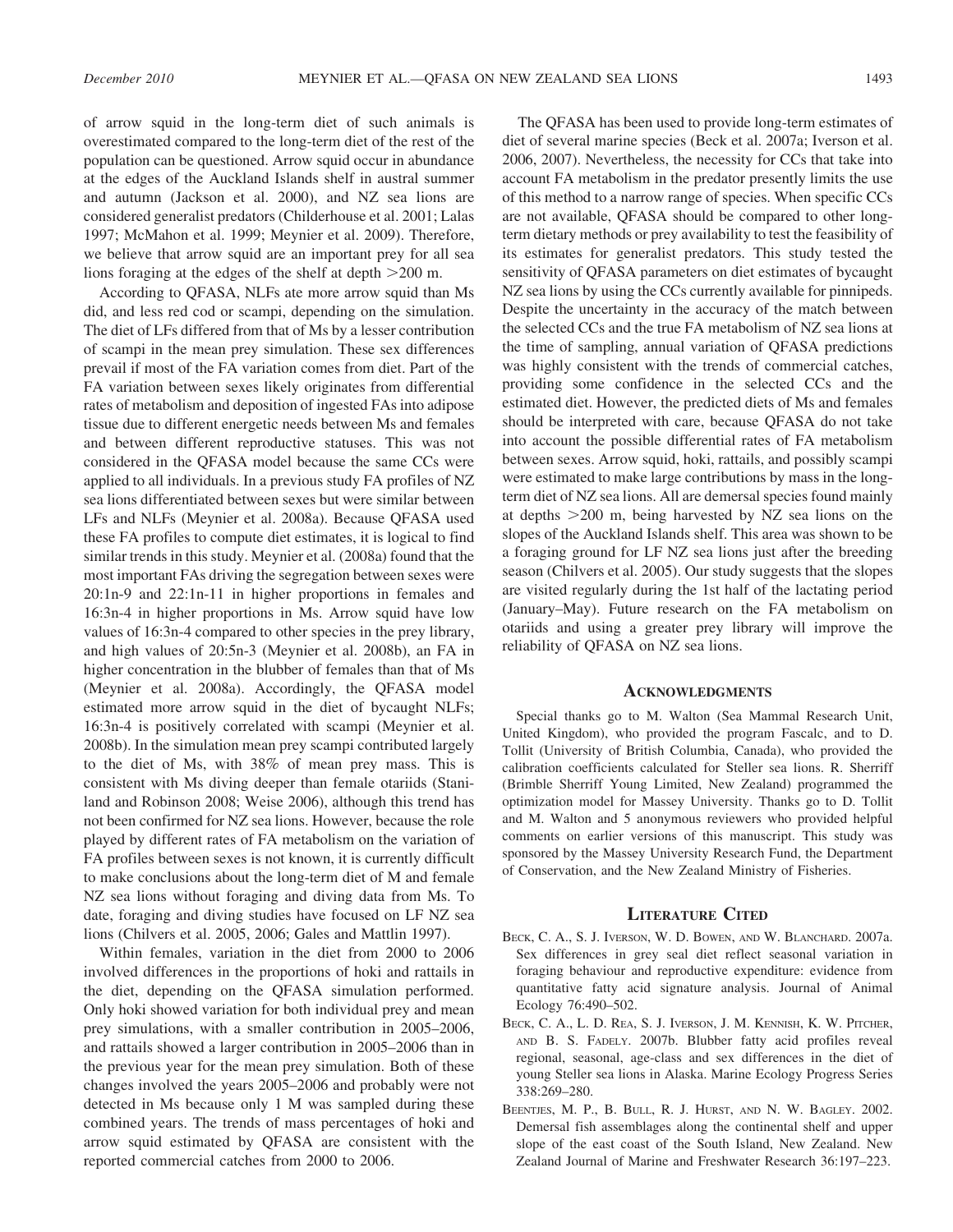of arrow squid in the long-term diet of such animals is overestimated compared to the long-term diet of the rest of the population can be questioned. Arrow squid occur in abundance at the edges of the Auckland Islands shelf in austral summer and autumn (Jackson et al. 2000), and NZ sea lions are considered generalist predators (Childerhouse et al. 2001; Lalas 1997; McMahon et al. 1999; Meynier et al. 2009). Therefore, we believe that arrow squid are an important prey for all sea lions foraging at the edges of the shelf at depth >200 m.

According to QFASA, NLFs ate more arrow squid than Ms did, and less red cod or scampi, depending on the simulation. The diet of LFs differed from that of Ms by a lesser contribution of scampi in the mean prey simulation. These sex differences prevail if most of the FA variation comes from diet. Part of the FA variation between sexes likely originates from differential rates of metabolism and deposition of ingested FAs into adipose tissue due to different energetic needs between Ms and females and between different reproductive statuses. This was not considered in the QFASA model because the same CCs were applied to all individuals. In a previous study FA profiles of NZ sea lions differentiated between sexes but were similar between LFs and NLFs (Meynier et al. 2008a). Because QFASA used these FA profiles to compute diet estimates, it is logical to find similar trends in this study. Meynier et al. (2008a) found that the most important FAs driving the segregation between sexes were 20:1n-9 and 22:1n-11 in higher proportions in females and 16:3n-4 in higher proportions in Ms. Arrow squid have low values of 16:3n-4 compared to other species in the prey library, and high values of 20:5n-3 (Meynier et al. 2008b), an FA in higher concentration in the blubber of females than that of Ms (Meynier et al. 2008a). Accordingly, the QFASA model estimated more arrow squid in the diet of bycaught NLFs; 16:3n-4 is positively correlated with scampi (Meynier et al. 2008b). In the simulation mean prey scampi contributed largely to the diet of Ms, with 38% of mean prey mass. This is consistent with Ms diving deeper than female otariids (Staniland and Robinson 2008; Weise 2006), although this trend has not been confirmed for NZ sea lions. However, because the role played by different rates of FA metabolism on the variation of FA profiles between sexes is not known, it is currently difficult to make conclusions about the long-term diet of M and female NZ sea lions without foraging and diving data from Ms. To date, foraging and diving studies have focused on LF NZ sea lions (Chilvers et al. 2005, 2006; Gales and Mattlin 1997).

Within females, variation in the diet from 2000 to 2006 involved differences in the proportions of hoki and rattails in the diet, depending on the QFASA simulation performed. Only hoki showed variation for both individual prey and mean prey simulations, with a smaller contribution in 2005–2006, and rattails showed a larger contribution in 2005–2006 than in the previous year for the mean prey simulation. Both of these changes involved the years 2005–2006 and probably were not detected in Ms because only 1 M was sampled during these combined years. The trends of mass percentages of hoki and arrow squid estimated by QFASA are consistent with the reported commercial catches from 2000 to 2006.

The QFASA has been used to provide long-term estimates of diet of several marine species (Beck et al. 2007a; Iverson et al. 2006, 2007). Nevertheless, the necessity for CCs that take into account FA metabolism in the predator presently limits the use of this method to a narrow range of species. When specific CCs are not available, QFASA should be compared to other long-term dietary methods or prey availability to test the feasibility of its estimates for generalist predators. This study tested the sensitivity of QFASA parameters on diet estimates of bycaught NZ sea lions by using the CCs currently available for pinnipeds. Despite the uncertainty in the accuracy of the match between the selected CCs and the true FA metabolism of NZ sea lions at the time of sampling, annual variation of QFASA predictions was highly consistent with the trends of commercial catches, providing some confidence in the selected CCs and the estimated diet. However, the predicted diets of Ms and females should be interpreted with care, because QFASA do not take into account the possible differential rates of FA metabolism between sexes. Arrow squid, hoki, rattails, and possibly scampi were estimated to make large contributions by mass in the long-term diet of NZ sea lions. All are demersal species found mainly at depths >200 m, being harvested by NZ sea lions on the slopes of the Auckland Islands shelf. This area was shown to be a foraging ground for LF NZ sea lions just after the breeding season (Chilvers et al. 2005). Our study suggests that the slopes are visited regularly during the 1st half of the lactating period (January–May). Future research on the FA metabolism on otariids and using a greater prey library will improve the reliability of QFASA on NZ sea lions.

## Acknowledgments

Special thanks go to M. Walton (Sea Mammal Research Unit, United Kingdom), who provided the program Fascalc, and to D. Tollit (University of British Columbia, Canada), who provided the calibration coefficients calculated for Steller sea lions. R. Sherriff (Brimble Sherriff Young Limited, New Zealand) programmed the optimization model for Massey University. Thanks go to D. Tollit and M. Walton and 5 anonymous reviewers who provided helpful comments on earlier versions of this manuscript. This study was sponsored by the Massey University Research Fund, the Department of Conservation, and the New Zealand Ministry of Fisheries.

## Literature Cited

Beck, C. A., S. J. Iverson, W. D. Bowen, and W. Blanchard. 2007a. Sex differences in grey seal diet reflect seasonal variation in foraging behaviour and reproductive expenditure: evidence from quantitative fatty acid signature analysis. Journal of Animal Ecology 76:490–502.

Beck, C. A., L. D. Rea, S. J. Iverson, J. M. Kennish, K. W. Pitcher, and B. S. Fadely. 2007b. Blubber fatty acid profiles reveal regional, seasonal, age-class and sex differences in the diet of young Steller sea lions in Alaska. Marine Ecology Progress Series 338:269–280.

Beentjes, M. P., B. Bull, R. J. Hurst, and N. W. Bagley. 2002. Demersal fish assemblages along the continental shelf and upper slope of the east coast of the South Island, New Zealand. New Zealand Journal of Marine and Freshwater Research 36:197–223.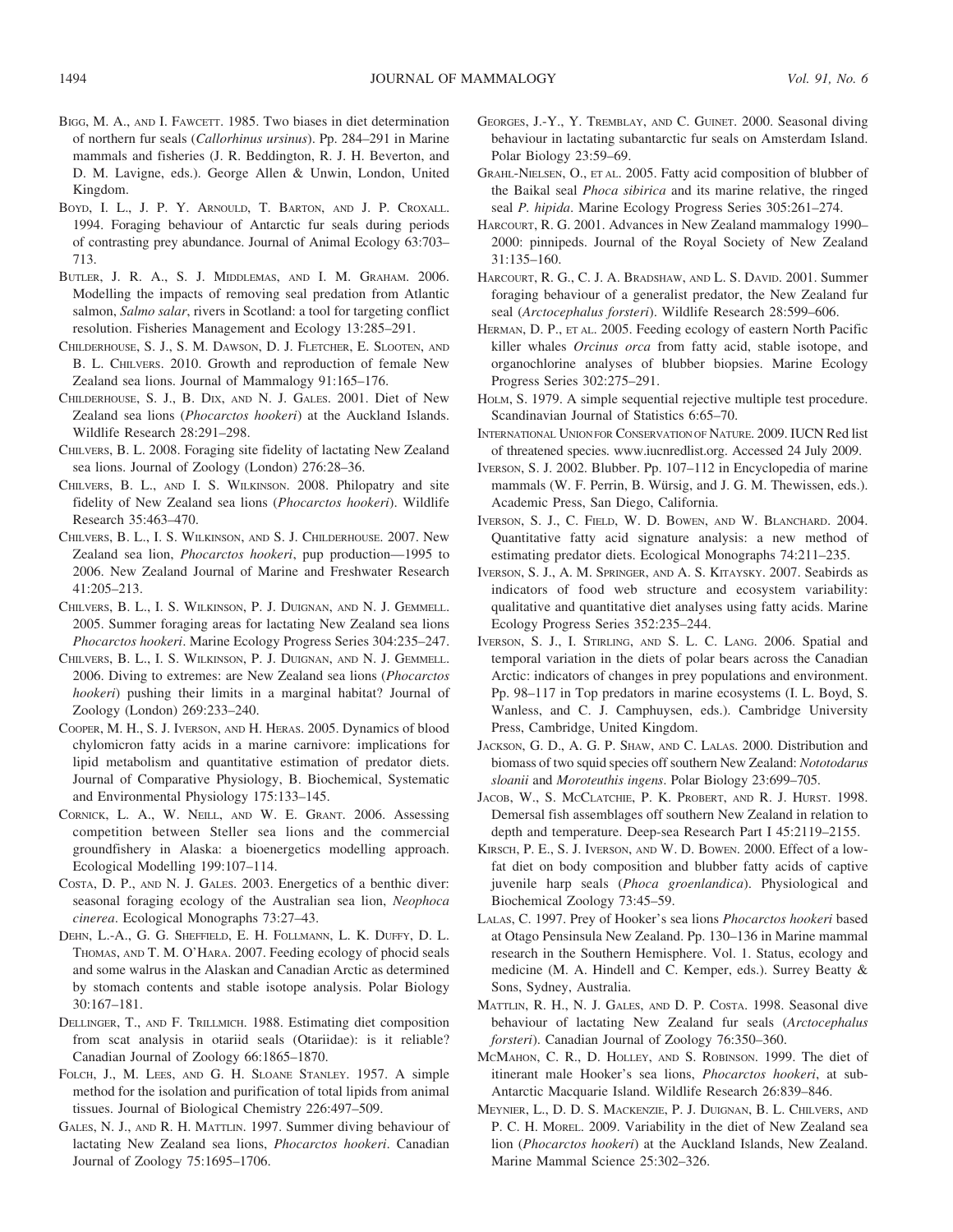Bigg, M. A., and I. Fawcett. 1985. Two biases in diet determination of northern fur seals (*Callorhinus ursinus*). Pp. 284–291 in Marine mammals and fisheries (J. R. Beddington, R. J. H. Beverton, and D. M. Lavigne, eds.). George Allen & Unwin, London, United Kingdom.

Boyd, I. L., J. P. Y. Arnould, T. Barton, and J. P. Croxall. 1994. Foraging behaviour of Antarctic fur seals during periods of contrasting prey abundance. Journal of Animal Ecology 63:703–713.

Butler, J. R. A., S. J. Middlemas, and I. M. Graham. 2006. Modelling the impacts of removing seal predation from Atlantic salmon, *Salmo salar*, rivers in Scotland: a tool for targeting conflict resolution. Fisheries Management and Ecology 13:285–291.

Childerhouse, S. J., S. M. Dawson, D. J. Fletcher, E. Slooten, and B. L. Chilvers. 2010. Growth and reproduction of female New Zealand sea lions. Journal of Mammalogy 91:165–176.

Childerhouse, S. J., B. Dix, and N. J. Gales. 2001. Diet of New Zealand sea lions (*Phocarctos hookeri*) at the Auckland Islands. Wildlife Research 28:291–298.

Chilvers, B. L. 2008. Foraging site fidelity of lactating New Zealand sea lions. Journal of Zoology (London) 276:28–36.

Chilvers, B. L., and I. S. Wilkinson. 2008. Philopatry and site fidelity of New Zealand sea lions (*Phocarctos hookeri*). Wildlife Research 35:463–470.

Chilvers, B. L., I. S. Wilkinson, and S. J. Childerhouse. 2007. New Zealand sea lion, *Phocarctos hookeri*, pup production—1995 to 2006. New Zealand Journal of Marine and Freshwater Research 41:205–213.

Chilvers, B. L., I. S. Wilkinson, P. J. Duignan, and N. J. Gemmell. 2005. Summer foraging areas for lactating New Zealand sea lions *Phocarctos hookeri*. Marine Ecology Progress Series 304:235–247.

Chilvers, B. L., I. S. Wilkinson, P. J. Duignan, and N. J. Gemmell. 2006. Diving to extremes: are New Zealand sea lions (*Phocarctos hookeri*) pushing their limits in a marginal habitat? Journal of Zoology (London) 269:233–240.

Cooper, M. H., S. J. Iverson, and H. Heras. 2005. Dynamics of blood chylomicron fatty acids in a marine carnivore: implications for lipid metabolism and quantitative estimation of predator diets. Journal of Comparative Physiology, B. Biochemical, Systematic and Environmental Physiology 175:133–145.

Cornick, L. A., W. Neill, and W. E. Grant. 2006. Assessing competition between Steller sea lions and the commercial groundfishery in Alaska: a bioenergetics modelling approach. Ecological Modelling 199:107–114.

Costa, D. P., and N. J. Gales. 2003. Energetics of a benthic diver: seasonal foraging ecology of the Australian sea lion, *Neophoca cinerea*. Ecological Monographs 73:27–43.

Dehn, L.-A., G. G. Sheffield, E. H. Follmann, L. K. Duffy, D. L. Thomas, and T. M. O'Hara. 2007. Feeding ecology of phocid seals and some walrus in the Alaskan and Canadian Arctic as determined by stomach contents and stable isotope analysis. Polar Biology 30:167–181.

Dellinger, T., and F. Trillmich. 1988. Estimating diet composition from scat analysis in otariid seals (Otariidae): is it reliable? Canadian Journal of Zoology 66:1865–1870.

Folch, J., M. Lees, and G. H. Sloane Stanley. 1957. A simple method for the isolation and purification of total lipids from animal tissues. Journal of Biological Chemistry 226:497–509.

Gales, N. J., and R. H. Mattlin. 1997. Summer diving behaviour of lactating New Zealand sea lions, *Phocarctos hookeri*. Canadian Journal of Zoology 75:1695–1706.

Georges, J.-Y., Y. Tremblay, and C. Guinet. 2000. Seasonal diving behaviour in lactating subantarctic fur seals on Amsterdam Island. Polar Biology 23:59–69.

Grahl-Nielsen, O., et al. 2005. Fatty acid composition of blubber of the Baikal seal *Phoca sibirica* and its marine relative, the ringed seal *P. hipida*. Marine Ecology Progress Series 305:261–274.

Harcourt, R. G. 2001. Advances in New Zealand mammalogy 1990–2000: pinnipeds. Journal of the Royal Society of New Zealand 31:135–160.

Harcourt, R. G., C. J. A. Bradshaw, and L. S. David. 2001. Summer foraging behaviour of a generalist predator, the New Zealand fur seal (*Arctocephalus forsteri*). Wildlife Research 28:599–606.

Herman, D. P., et al. 2005. Feeding ecology of eastern North Pacific killer whales *Orcinus orca* from fatty acid, stable isotope, and organochlorine analyses of blubber biopsies. Marine Ecology Progress Series 302:275–291.

Holm, S. 1979. A simple sequential rejective multiple test procedure. Scandinavian Journal of Statistics 6:65–70.

International Union for Conservation of Nature. 2009. IUCN Red list of threatened species. www.iucnredlist.org. Accessed 24 July 2009.

Iverson, S. J. 2002. Blubber. Pp. 107–112 in Encyclopedia of marine mammals (W. F. Perrin, B. Würsig, and J. G. M. Thewissen, eds.). Academic Press, San Diego, California.

Iverson, S. J., C. Field, W. D. Bowen, and W. Blanchard. 2004. Quantitative fatty acid signature analysis: a new method of estimating predator diets. Ecological Monographs 74:211–235.

Iverson, S. J., A. M. Springer, and A. S. Kitaysky. 2007. Seabirds as indicators of food web structure and ecosystem variability: qualitative and quantitative diet analyses using fatty acids. Marine Ecology Progress Series 352:235–244.

Iverson, S. J., I. Stirling, and S. L. C. Lang. 2006. Spatial and temporal variation in the diets of polar bears across the Canadian Arctic: indicators of changes in prey populations and environment. Pp. 98–117 in Top predators in marine ecosystems (I. L. Boyd, S. Wanless, and C. J. Camphuysen, eds.). Cambridge University Press, Cambridge, United Kingdom.

Jackson, G. D., A. G. P. Shaw, and C. Lalas. 2000. Distribution and biomass of two squid species off southern New Zealand: *Nototodarus sloanii* and *Moroteuthis ingens*. Polar Biology 23:699–705.

Jacob, W., S. McClatchie, P. K. Probert, and R. J. Hurst. 1998. Demersal fish assemblages off southern New Zealand in relation to depth and temperature. Deep-sea Research Part I 45:2119–2155.

Kirsch, P. E., S. J. Iverson, and W. D. Bowen. 2000. Effect of a low-fat diet on body composition and blubber fatty acids of captive juvenile harp seals (*Phoca groenlandica*). Physiological and Biochemical Zoology 73:45–59.

Lalas, C. 1997. Prey of Hooker's sea lions *Phocarctos hookeri* based at Otago Pensinsula New Zealand. Pp. 130–136 in Marine mammal research in the Southern Hemisphere. Vol. 1. Status, ecology and medicine (M. A. Hindell and C. Kemper, eds.). Surrey Beatty & Sons, Sydney, Australia.

Mattlin, R. H., N. J. Gales, and D. P. Costa. 1998. Seasonal dive behaviour of lactating New Zealand fur seals (*Arctocephalus forsteri*). Canadian Journal of Zoology 76:350–360.

McMahon, C. R., D. Holley, and S. Robinson. 1999. The diet of itinerant male Hooker's sea lions, *Phocarctos hookeri*, at sub-Antarctic Macquarie Island. Wildlife Research 26:839–846.

Meynier, L., D. D. S. Mackenzie, P. J. Duignan, B. L. Chilvers, and P. C. H. Morel. 2009. Variability in the diet of New Zealand sea lion (*Phocarctos hookeri*) at the Auckland Islands, New Zealand. Marine Mammal Science 25:302–326.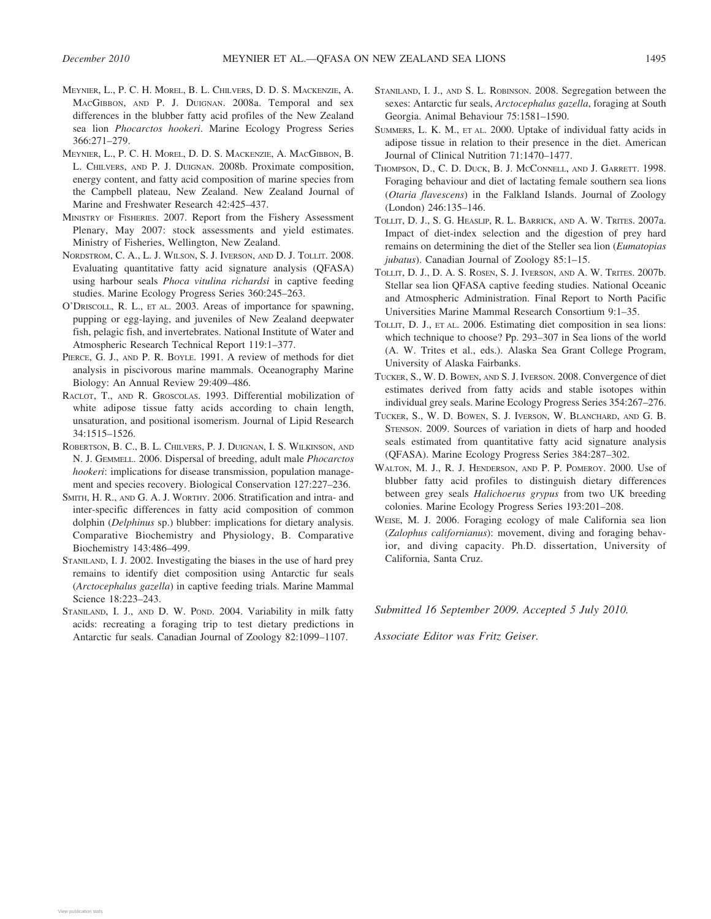Meynier, L., P. C. H. Morel, B. L. Chilvers, D. D. S. Mackenzie, A. MacGibbon, and P. J. Duignan. 2008a. Temporal and sex differences in the blubber fatty acid profiles of the New Zealand sea lion *Phocarctos hookeri*. Marine Ecology Progress Series 366:271–279.

Meynier, L., P. C. H. Morel, D. D. S. Mackenzie, A. MacGibbon, B. L. Chilvers, and P. J. Duignan. 2008b. Proximate composition, energy content, and fatty acid composition of marine species from the Campbell plateau, New Zealand. New Zealand Journal of Marine and Freshwater Research 42:425–437.

Ministry of Fisheries. 2007. Report from the Fishery Assessment Plenary, May 2007: stock assessments and yield estimates. Ministry of Fisheries, Wellington, New Zealand.

Nordstrom, C. A., L. J. Wilson, S. J. Iverson, and D. J. Tollit. 2008. Evaluating quantitative fatty acid signature analysis (QFASA) using harbour seals *Phoca vitulina richardsi* in captive feeding studies. Marine Ecology Progress Series 360:245–263.

O'Driscoll, R. L., et al. 2003. Areas of importance for spawning, pupping or egg-laying, and juveniles of New Zealand deepwater fish, pelagic fish, and invertebrates. National Institute of Water and Atmospheric Research Technical Report 119:1–377.

Pierce, G. J., and P. R. Boyle. 1991. A review of methods for diet analysis in piscivorous marine mammals. Oceanography Marine Biology: An Annual Review 29:409–486.

Raclot, T., and R. Groscolas. 1993. Differential mobilization of white adipose tissue fatty acids according to chain length, unsaturation, and positional isomerism. Journal of Lipid Research 34:1515–1526.

Robertson, B. C., B. L. Chilvers, P. J. Duignan, I. S. Wilkinson, and N. J. Gemmell. 2006. Dispersal of breeding, adult male *Phocarctos hookeri*: implications for disease transmission, population management and species recovery. Biological Conservation 127:227–236.

Smith, H. R., and G. A. J. Worthy. 2006. Stratification and intra- and inter-specific differences in fatty acid composition of common dolphin (*Delphinus* sp.) blubber: implications for dietary analysis. Comparative Biochemistry and Physiology, B. Comparative Biochemistry 143:486–499.

Staniland, I. J. 2002. Investigating the biases in the use of hard prey remains to identify diet composition using Antarctic fur seals (*Arctocephalus gazella*) in captive feeding trials. Marine Mammal Science 18:223–243.

Staniland, I. J., and D. W. Pond. 2004. Variability in milk fatty acids: recreating a foraging trip to test dietary predictions in Antarctic fur seals. Canadian Journal of Zoology 82:1099–1107.

Staniland, I. J., and S. L. Robinson. 2008. Segregation between the sexes: Antarctic fur seals, *Arctocephalus gazella*, foraging at South Georgia. Animal Behaviour 75:1581–1590.

Summers, L. K. M., et al. 2000. Uptake of individual fatty acids in adipose tissue in relation to their presence in the diet. American Journal of Clinical Nutrition 71:1470–1477.

Thompson, D., C. D. Duck, B. J. McConnell, and J. Garrett. 1998. Foraging behaviour and diet of lactating female southern sea lions (*Otaria flavescens*) in the Falkland Islands. Journal of Zoology (London) 246:135–146.

Tollit, D. J., S. G. Heaslip, R. L. Barrick, and A. W. Trites. 2007a. Impact of diet-index selection and the digestion of prey hard remains on determining the diet of the Steller sea lion (*Eumatopias jubatus*). Canadian Journal of Zoology 85:1–15.

Tollit, D. J., D. A. S. Rosen, S. J. Iverson, and A. W. Trites. 2007b. Stellar sea lion QFASA captive feeding studies. National Oceanic and Atmospheric Administration. Final Report to North Pacific Universities Marine Mammal Research Consortium 9:1–35.

Tollit, D. J., et al. 2006. Estimating diet composition in sea lions: which technique to choose? Pp. 293–307 in Sea lions of the world (A. W. Trites et al., eds.). Alaska Sea Grant College Program, University of Alaska Fairbanks.

Tucker, S., W. D. Bowen, and S. J. Iverson. 2008. Convergence of diet estimates derived from fatty acids and stable isotopes within individual grey seals. Marine Ecology Progress Series 354:267–276.

Tucker, S., W. D. Bowen, S. J. Iverson, W. Blanchard, and G. B. Stenson. 2009. Sources of variation in diets of harp and hooded seals estimated from quantitative fatty acid signature analysis (QFASA). Marine Ecology Progress Series 384:287–302.

Walton, M. J., R. J. Henderson, and P. P. Pomeroy. 2000. Use of blubber fatty acid profiles to distinguish dietary differences between grey seals *Halichoerus grypus* from two UK breeding colonies. Marine Ecology Progress Series 193:201–208.

Weise, M. J. 2006. Foraging ecology of male California sea lion (*Zalophus californianus*): movement, diving and foraging behavior, and diving capacity. Ph.D. dissertation, University of California, Santa Cruz.

*Submitted 16 September 2009. Accepted 5 July 2010.*

*Associate Editor was Fritz Geiser.*